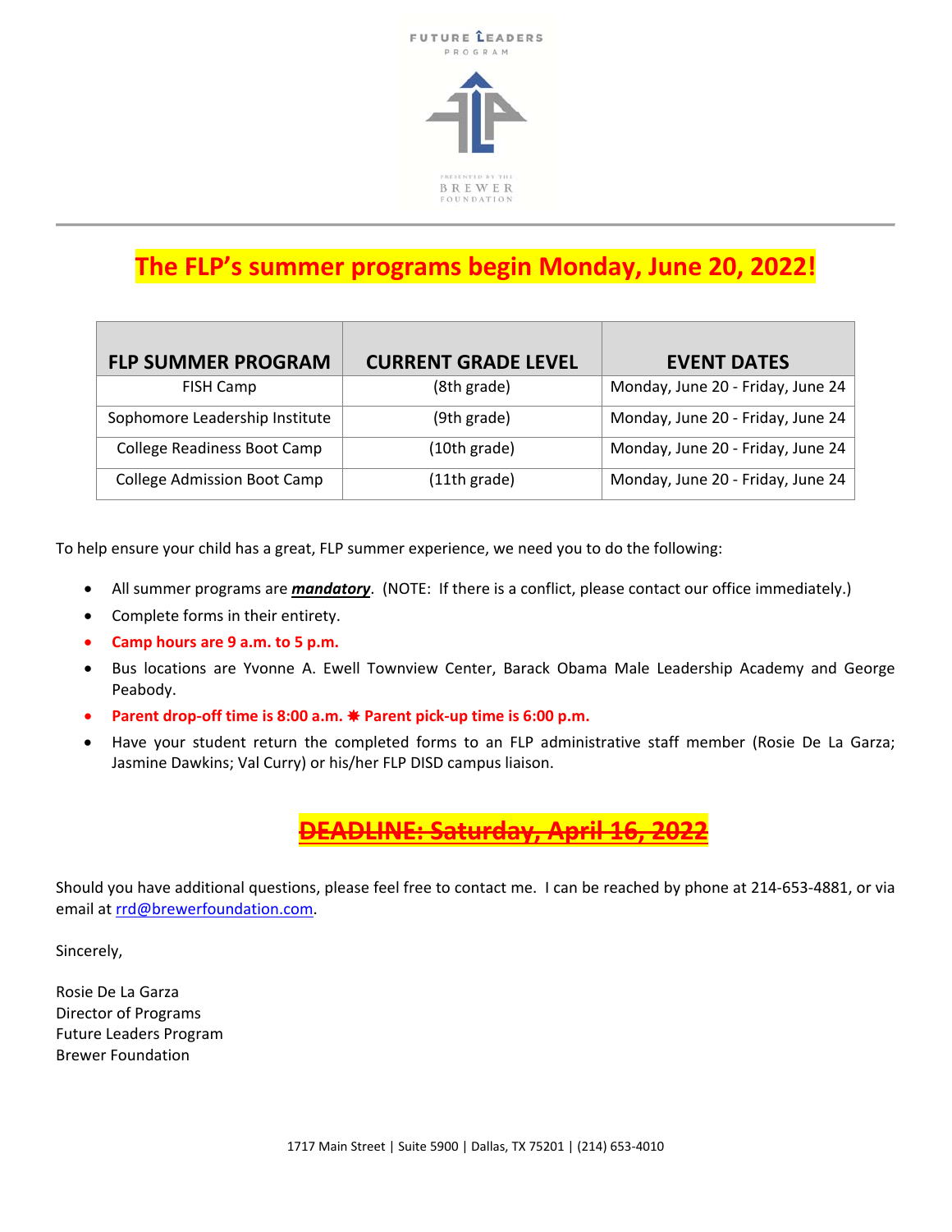FUTURE LEADERS PROGRAM

PRESENTED BY THE BREWER FOUNDATION

# The FLP's summer programs begin Monday, June 20, 2022!

| FLP SUMMER PROGRAM | CURRENT GRADE LEVEL | EVENT DATES |
|---|---|---|
| FISH Camp | (8th grade) | Monday, June 20 - Friday, June 24 |
| Sophomore Leadership Institute | (9th grade) | Monday, June 20 - Friday, June 24 |
| College Readiness Boot Camp | (10th grade) | Monday, June 20 - Friday, June 24 |
| College Admission Boot Camp | (11th grade) | Monday, June 20 - Friday, June 24 |

To help ensure your child has a great, FLP summer experience, we need you to do the following:

- All summer programs are ***mandatory***. (NOTE: If there is a conflict, please contact our office immediately.)
- Complete forms in their entirety.
- **Camp hours are 9 a.m. to 5 p.m.**
- Bus locations are Yvonne A. Ewell Townview Center, Barack Obama Male Leadership Academy and George Peabody.
- **Parent drop-off time is 8:00 a.m. ✷ Parent pick-up time is 6:00 p.m.**
- Have your student return the completed forms to an FLP administrative staff member (Rosie De La Garza; Jasmine Dawkins; Val Curry) or his/her FLP DISD campus liaison.

## ~~DEADLINE: Saturday, April 16, 2022~~

Should you have additional questions, please feel free to contact me. I can be reached by phone at 214-653-4881, or via email at rrd@brewerfoundation.com.

Sincerely,

Rosie De La Garza
Director of Programs
Future Leaders Program
Brewer Foundation

1717 Main Street | Suite 5900 | Dallas, TX 75201 | (214) 653-4010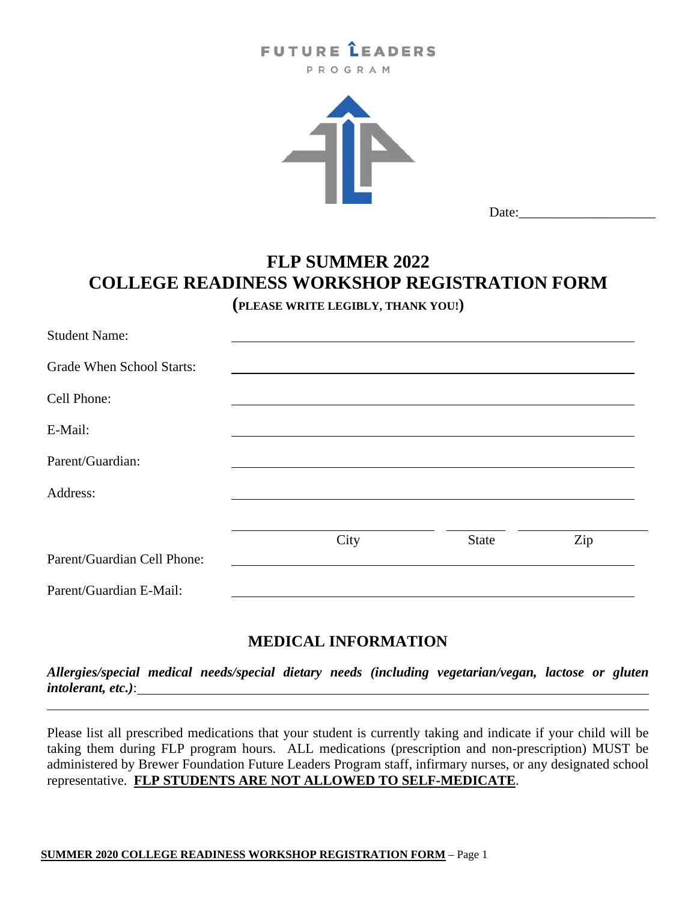FUTURE LEADERS

PROGRAM

Date:____________________

# FLP SUMMER 2022
# COLLEGE READINESS WORKSHOP REGISTRATION FORM

**(PLEASE WRITE LEGIBLY, THANK YOU!)**

Student Name: ______________________________________________

Grade When School Starts: ______________________________________________

Cell Phone: ______________________________________________

E-Mail: ______________________________________________

Parent/Guardian: ______________________________________________

Address: ______________________________________________

______________________ City ______ State ______ Zip

Parent/Guardian Cell Phone: ______________________________________________

Parent/Guardian E-Mail: ______________________________________________

## MEDICAL INFORMATION

***Allergies/special medical needs/special dietary needs (including vegetarian/vegan, lactose or gluten intolerant, etc.)***: ______________________________________________

______________________________________________

Please list all prescribed medications that your student is currently taking and indicate if your child will be taking them during FLP program hours. ALL medications (prescription and non-prescription) MUST be administered by Brewer Foundation Future Leaders Program staff, infirmary nurses, or any designated school representative. **FLP STUDENTS ARE NOT ALLOWED TO SELF-MEDICATE**.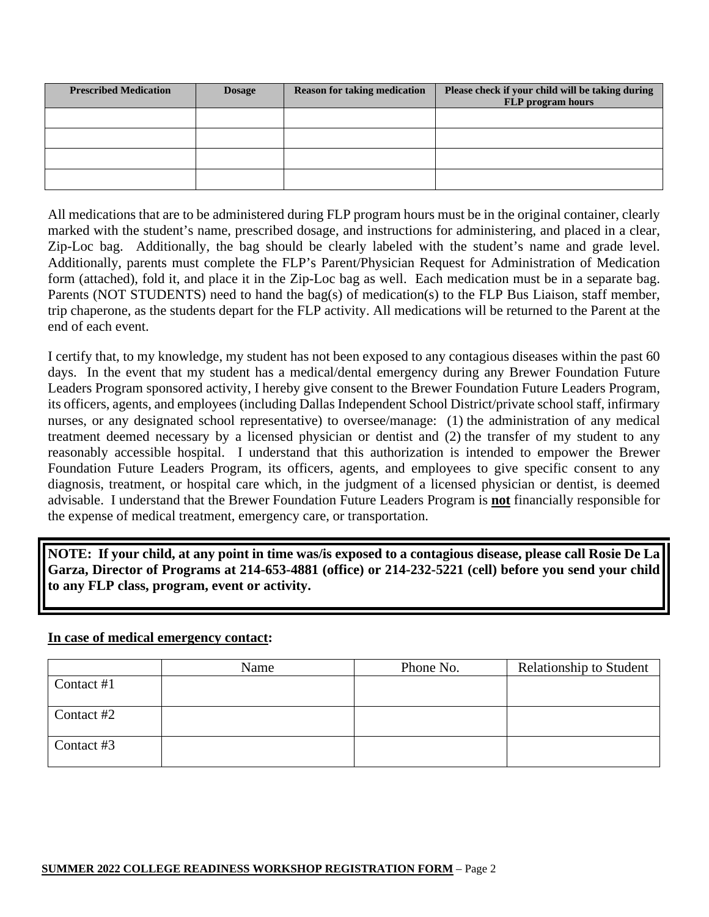| Prescribed Medication | Dosage | Reason for taking medication | Please check if your child will be taking during FLP program hours |
|---|---|---|---|
| | | | |
| | | | |
| | | | |
| | | | |

All medications that are to be administered during FLP program hours must be in the original container, clearly marked with the student's name, prescribed dosage, and instructions for administering, and placed in a clear, Zip-Loc bag. Additionally, the bag should be clearly labeled with the student's name and grade level. Additionally, parents must complete the FLP's Parent/Physician Request for Administration of Medication form (attached), fold it, and place it in the Zip-Loc bag as well. Each medication must be in a separate bag. Parents (NOT STUDENTS) need to hand the bag(s) of medication(s) to the FLP Bus Liaison, staff member, trip chaperone, as the students depart for the FLP activity. All medications will be returned to the Parent at the end of each event.

I certify that, to my knowledge, my student has not been exposed to any contagious diseases within the past 60 days. In the event that my student has a medical/dental emergency during any Brewer Foundation Future Leaders Program sponsored activity, I hereby give consent to the Brewer Foundation Future Leaders Program, its officers, agents, and employees (including Dallas Independent School District/private school staff, infirmary nurses, or any designated school representative) to oversee/manage: (1) the administration of any medical treatment deemed necessary by a licensed physician or dentist and (2) the transfer of my student to any reasonably accessible hospital. I understand that this authorization is intended to empower the Brewer Foundation Future Leaders Program, its officers, agents, and employees to give specific consent to any diagnosis, treatment, or hospital care which, in the judgment of a licensed physician or dentist, is deemed advisable. I understand that the Brewer Foundation Future Leaders Program is **not** financially responsible for the expense of medical treatment, emergency care, or transportation.

**NOTE: If your child, at any point in time was/is exposed to a contagious disease, please call Rosie De La Garza, Director of Programs at 214-653-4881 (office) or 214-232-5221 (cell) before you send your child to any FLP class, program, event or activity.**

**In case of medical emergency contact:**

| | Name | Phone No. | Relationship to Student |
|---|---|---|---|
| Contact #1 | | | |
| Contact #2 | | | |
| Contact #3 | | | |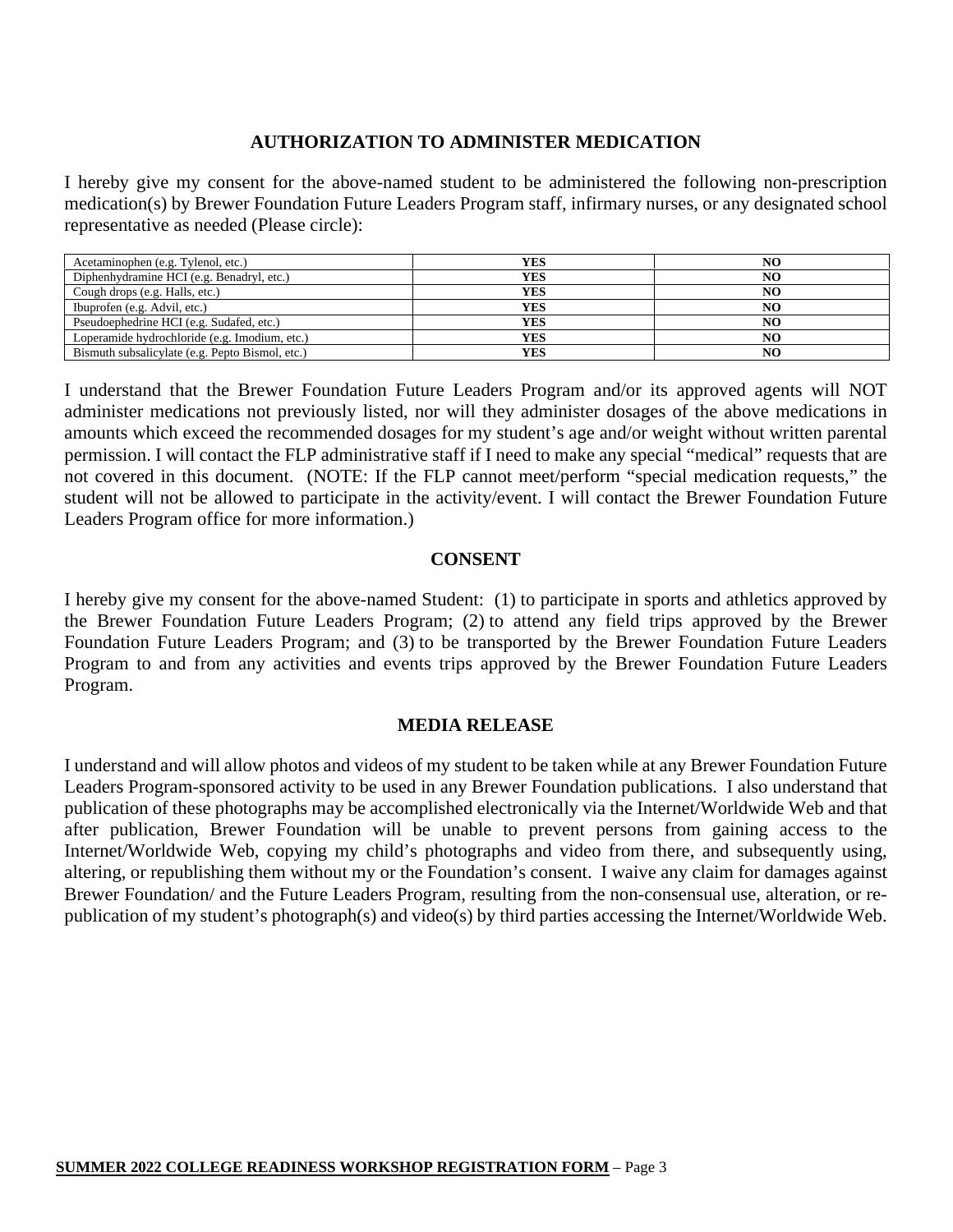## AUTHORIZATION TO ADMINISTER MEDICATION

I hereby give my consent for the above-named student to be administered the following non-prescription medication(s) by Brewer Foundation Future Leaders Program staff, infirmary nurses, or any designated school representative as needed (Please circle):

| | | |
|---|---|---|
| Acetaminophen (e.g. Tylenol, etc.) | **YES** | **NO** |
| Diphenhydramine HCI (e.g. Benadryl, etc.) | **YES** | **NO** |
| Cough drops (e.g. Halls, etc.) | **YES** | **NO** |
| Ibuprofen (e.g. Advil, etc.) | **YES** | **NO** |
| Pseudoephedrine HCI (e.g. Sudafed, etc.) | **YES** | **NO** |
| Loperamide hydrochloride (e.g. Imodium, etc.) | **YES** | **NO** |
| Bismuth subsalicylate (e.g. Pepto Bismol, etc.) | **YES** | **NO** |

I understand that the Brewer Foundation Future Leaders Program and/or its approved agents will NOT administer medications not previously listed, nor will they administer dosages of the above medications in amounts which exceed the recommended dosages for my student's age and/or weight without written parental permission. I will contact the FLP administrative staff if I need to make any special "medical" requests that are not covered in this document. (NOTE: If the FLP cannot meet/perform "special medication requests," the student will not be allowed to participate in the activity/event. I will contact the Brewer Foundation Future Leaders Program office for more information.)

## CONSENT

I hereby give my consent for the above-named Student: (1) to participate in sports and athletics approved by the Brewer Foundation Future Leaders Program; (2) to attend any field trips approved by the Brewer Foundation Future Leaders Program; and (3) to be transported by the Brewer Foundation Future Leaders Program to and from any activities and events trips approved by the Brewer Foundation Future Leaders Program.

## MEDIA RELEASE

I understand and will allow photos and videos of my student to be taken while at any Brewer Foundation Future Leaders Program-sponsored activity to be used in any Brewer Foundation publications. I also understand that publication of these photographs may be accomplished electronically via the Internet/Worldwide Web and that after publication, Brewer Foundation will be unable to prevent persons from gaining access to the Internet/Worldwide Web, copying my child's photographs and video from there, and subsequently using, altering, or republishing them without my or the Foundation's consent. I waive any claim for damages against Brewer Foundation/ and the Future Leaders Program, resulting from the non-consensual use, alteration, or re-publication of my student's photograph(s) and video(s) by third parties accessing the Internet/Worldwide Web.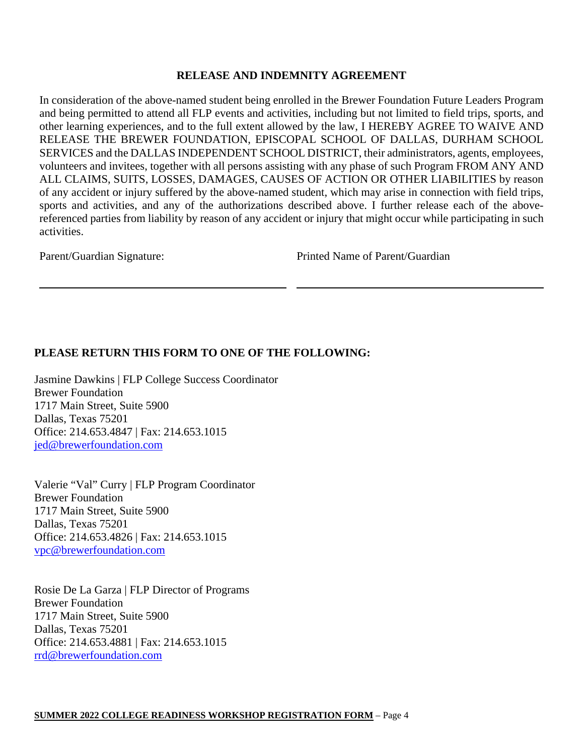## RELEASE AND INDEMNITY AGREEMENT

In consideration of the above-named student being enrolled in the Brewer Foundation Future Leaders Program and being permitted to attend all FLP events and activities, including but not limited to field trips, sports, and other learning experiences, and to the full extent allowed by the law, I HEREBY AGREE TO WAIVE AND RELEASE THE BREWER FOUNDATION, EPISCOPAL SCHOOL OF DALLAS, DURHAM SCHOOL SERVICES and the DALLAS INDEPENDENT SCHOOL DISTRICT, their administrators, agents, employees, volunteers and invitees, together with all persons assisting with any phase of such Program FROM ANY AND ALL CLAIMS, SUITS, LOSSES, DAMAGES, CAUSES OF ACTION OR OTHER LIABILITIES by reason of any accident or injury suffered by the above-named student, which may arise in connection with field trips, sports and activities, and any of the authorizations described above. I further release each of the above-referenced parties from liability by reason of any accident or injury that might occur while participating in such activities.

Parent/Guardian Signature: ______________________________

Printed Name of Parent/Guardian ______________________________

**PLEASE RETURN THIS FORM TO ONE OF THE FOLLOWING:**

Jasmine Dawkins | FLP College Success Coordinator
Brewer Foundation
1717 Main Street, Suite 5900
Dallas, Texas 75201
Office: 214.653.4847 | Fax: 214.653.1015
jed@brewerfoundation.com

Valerie "Val" Curry | FLP Program Coordinator
Brewer Foundation
1717 Main Street, Suite 5900
Dallas, Texas 75201
Office: 214.653.4826 | Fax: 214.653.1015
vpc@brewerfoundation.com

Rosie De La Garza | FLP Director of Programs
Brewer Foundation
1717 Main Street, Suite 5900
Dallas, Texas 75201
Office: 214.653.4881 | Fax: 214.653.1015
rrd@brewerfoundation.com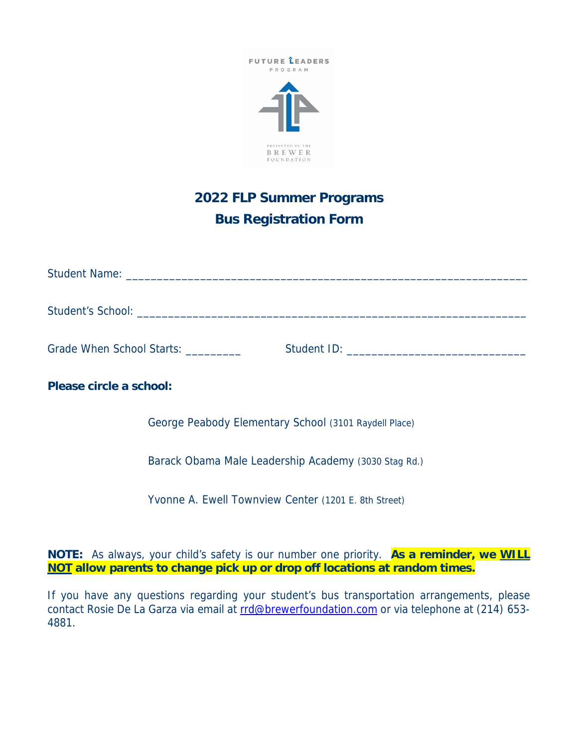FUTURE LEADERS PROGRAM

PRESENTED BY THE BREWER FOUNDATION

# 2022 FLP Summer Programs
# Bus Registration Form

Student Name: ________________________________________________________________

Student's School: ______________________________________________________________

Grade When School Starts: _________ Student ID: _____________________________

**Please circle a school:**

George Peabody Elementary School (3101 Raydell Place)

Barack Obama Male Leadership Academy (3030 Stag Rd.)

Yvonne A. Ewell Townview Center (1201 E. 8th Street)

**NOTE:** As always, your child's safety is our number one priority. **As a reminder, we WILL NOT allow parents to change pick up or drop off locations at random times.**

If you have any questions regarding your student's bus transportation arrangements, please contact Rosie De La Garza via email at rrd@brewerfoundation.com or via telephone at (214) 653-4881.